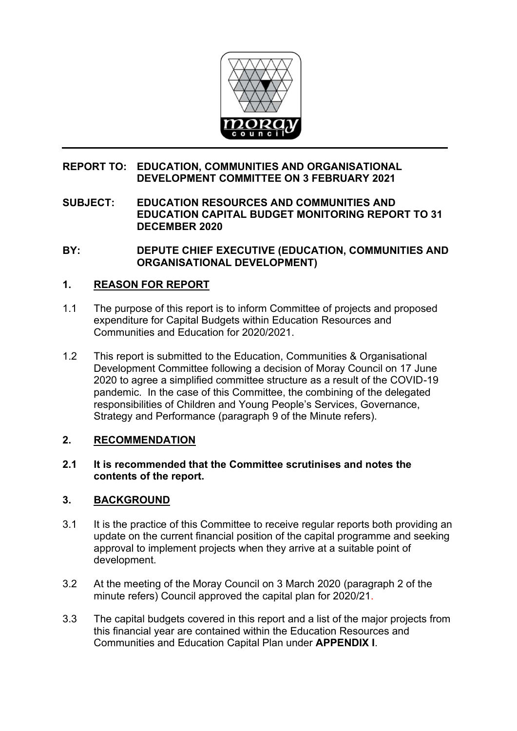**REPORT TO: EDUCATION, COMMUNITIES AND ORGANISATIONAL DEVELOPMENT COMMITTEE ON 3 FEBRUARY 2021**

**SUBJECT: EDUCATION RESOURCES AND COMMUNITIES AND EDUCATION CAPITAL BUDGET MONITORING REPORT TO 31 DECEMBER 2020**

**BY: DEPUTE CHIEF EXECUTIVE (EDUCATION, COMMUNITIES AND ORGANISATIONAL DEVELOPMENT)**

## 1. REASON FOR REPORT

1.1 The purpose of this report is to inform Committee of projects and proposed expenditure for Capital Budgets within Education Resources and Communities and Education for 2020/2021.

1.2 This report is submitted to the Education, Communities & Organisational Development Committee following a decision of Moray Council on 17 June 2020 to agree a simplified committee structure as a result of the COVID-19 pandemic. In the case of this Committee, the combining of the delegated responsibilities of Children and Young People's Services, Governance, Strategy and Performance (paragraph 9 of the Minute refers).

## 2. RECOMMENDATION

**2.1 It is recommended that the Committee scrutinises and notes the contents of the report.**

## 3. BACKGROUND

3.1 It is the practice of this Committee to receive regular reports both providing an update on the current financial position of the capital programme and seeking approval to implement projects when they arrive at a suitable point of development.

3.2 At the meeting of the Moray Council on 3 March 2020 (paragraph 2 of the minute refers) Council approved the capital plan for 2020/21.

3.3 The capital budgets covered in this report and a list of the major projects from this financial year are contained within the Education Resources and Communities and Education Capital Plan under **APPENDIX I**.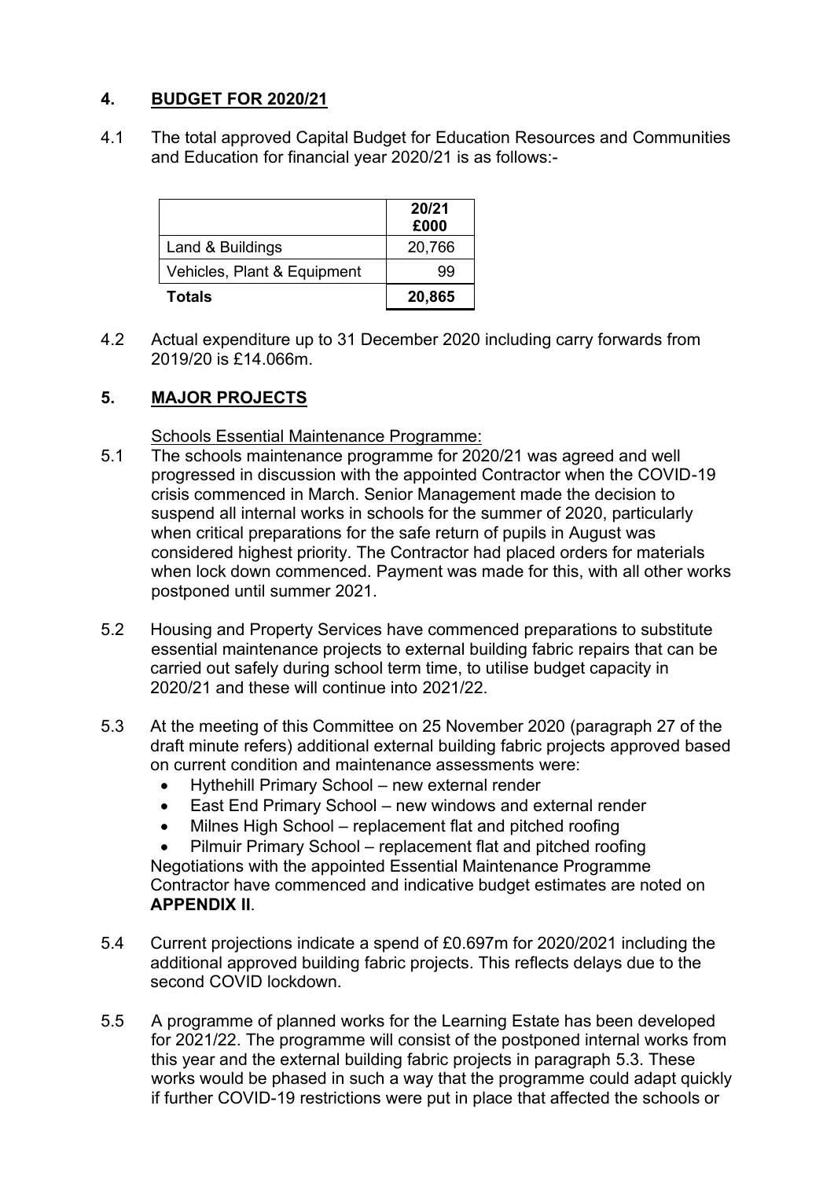## 4. BUDGET FOR 2020/21

4.1 The total approved Capital Budget for Education Resources and Communities and Education for financial year 2020/21 is as follows:-

| | 20/21 £000 |
|---|---|
| Land & Buildings | 20,766 |
| Vehicles, Plant & Equipment | 99 |
| **Totals** | **20,865** |

4.2 Actual expenditure up to 31 December 2020 including carry forwards from 2019/20 is £14.066m.

## 5. MAJOR PROJECTS

Schools Essential Maintenance Programme:

5.1 The schools maintenance programme for 2020/21 was agreed and well progressed in discussion with the appointed Contractor when the COVID-19 crisis commenced in March. Senior Management made the decision to suspend all internal works in schools for the summer of 2020, particularly when critical preparations for the safe return of pupils in August was considered highest priority. The Contractor had placed orders for materials when lock down commenced. Payment was made for this, with all other works postponed until summer 2021.

5.2 Housing and Property Services have commenced preparations to substitute essential maintenance projects to external building fabric repairs that can be carried out safely during school term time, to utilise budget capacity in 2020/21 and these will continue into 2021/22.

5.3 At the meeting of this Committee on 25 November 2020 (paragraph 27 of the draft minute refers) additional external building fabric projects approved based on current condition and maintenance assessments were:

- Hythehill Primary School – new external render
- East End Primary School – new windows and external render
- Milnes High School – replacement flat and pitched roofing
- Pilmuir Primary School – replacement flat and pitched roofing

Negotiations with the appointed Essential Maintenance Programme Contractor have commenced and indicative budget estimates are noted on **APPENDIX II**.

5.4 Current projections indicate a spend of £0.697m for 2020/2021 including the additional approved building fabric projects. This reflects delays due to the second COVID lockdown.

5.5 A programme of planned works for the Learning Estate has been developed for 2021/22. The programme will consist of the postponed internal works from this year and the external building fabric projects in paragraph 5.3. These works would be phased in such a way that the programme could adapt quickly if further COVID-19 restrictions were put in place that affected the schools or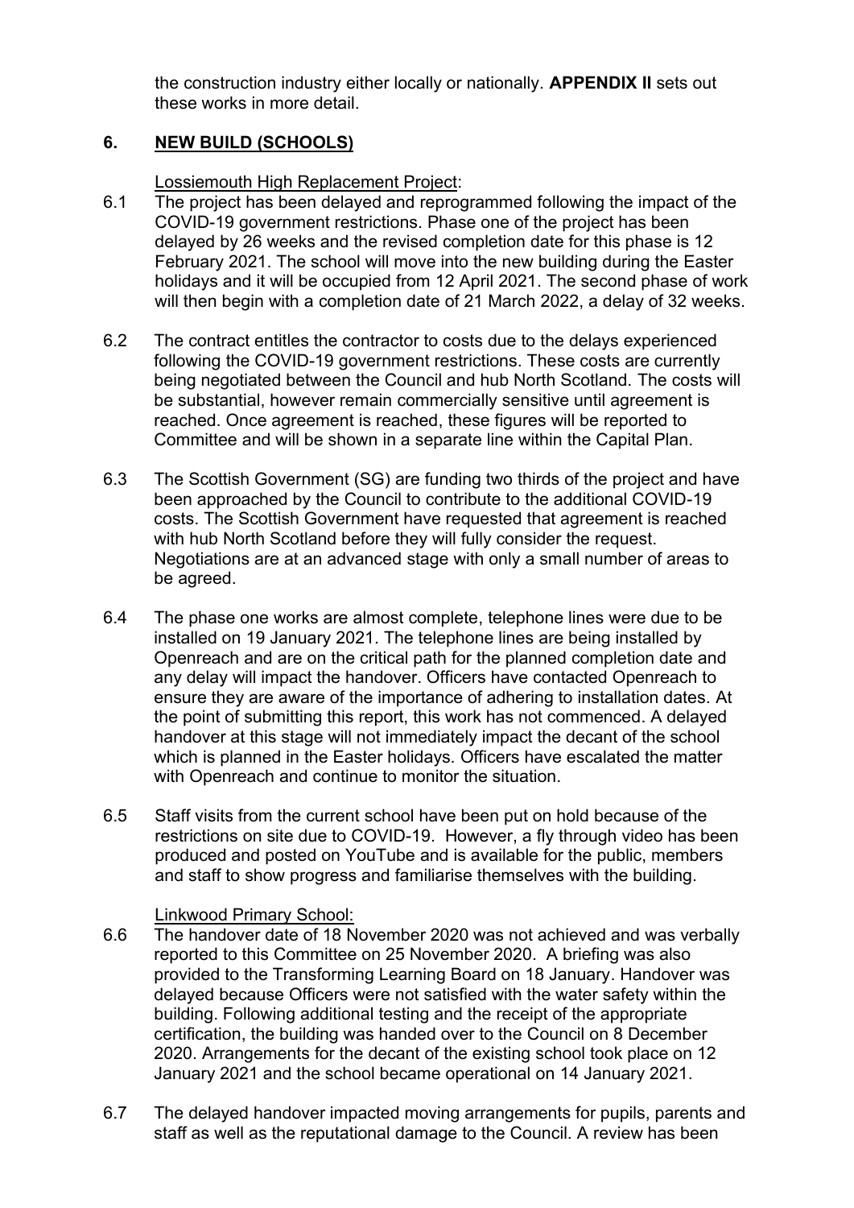the construction industry either locally or nationally. **APPENDIX II** sets out these works in more detail.

## 6. NEW BUILD (SCHOOLS)

Lossiemouth High Replacement Project:

6.1 The project has been delayed and reprogrammed following the impact of the COVID-19 government restrictions. Phase one of the project has been delayed by 26 weeks and the revised completion date for this phase is 12 February 2021. The school will move into the new building during the Easter holidays and it will be occupied from 12 April 2021. The second phase of work will then begin with a completion date of 21 March 2022, a delay of 32 weeks.

6.2 The contract entitles the contractor to costs due to the delays experienced following the COVID-19 government restrictions. These costs are currently being negotiated between the Council and hub North Scotland. The costs will be substantial, however remain commercially sensitive until agreement is reached. Once agreement is reached, these figures will be reported to Committee and will be shown in a separate line within the Capital Plan.

6.3 The Scottish Government (SG) are funding two thirds of the project and have been approached by the Council to contribute to the additional COVID-19 costs. The Scottish Government have requested that agreement is reached with hub North Scotland before they will fully consider the request. Negotiations are at an advanced stage with only a small number of areas to be agreed.

6.4 The phase one works are almost complete, telephone lines were due to be installed on 19 January 2021. The telephone lines are being installed by Openreach and are on the critical path for the planned completion date and any delay will impact the handover. Officers have contacted Openreach to ensure they are aware of the importance of adhering to installation dates. At the point of submitting this report, this work has not commenced. A delayed handover at this stage will not immediately impact the decant of the school which is planned in the Easter holidays. Officers have escalated the matter with Openreach and continue to monitor the situation.

6.5 Staff visits from the current school have been put on hold because of the restrictions on site due to COVID-19. However, a fly through video has been produced and posted on YouTube and is available for the public, members and staff to show progress and familiarise themselves with the building.

Linkwood Primary School:

6.6 The handover date of 18 November 2020 was not achieved and was verbally reported to this Committee on 25 November 2020. A briefing was also provided to the Transforming Learning Board on 18 January. Handover was delayed because Officers were not satisfied with the water safety within the building. Following additional testing and the receipt of the appropriate certification, the building was handed over to the Council on 8 December 2020. Arrangements for the decant of the existing school took place on 12 January 2021 and the school became operational on 14 January 2021.

6.7 The delayed handover impacted moving arrangements for pupils, parents and staff as well as the reputational damage to the Council. A review has been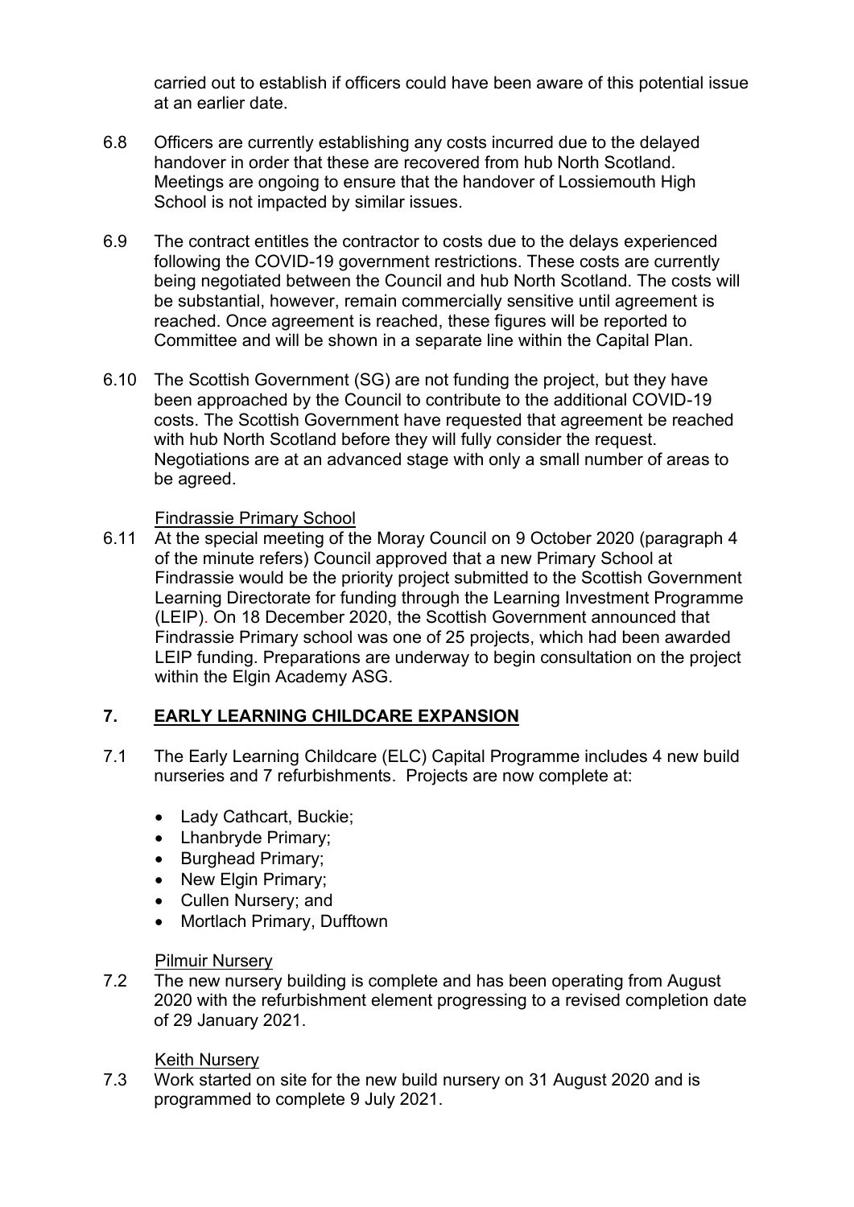carried out to establish if officers could have been aware of this potential issue at an earlier date.

6.8 Officers are currently establishing any costs incurred due to the delayed handover in order that these are recovered from hub North Scotland. Meetings are ongoing to ensure that the handover of Lossiemouth High School is not impacted by similar issues.

6.9 The contract entitles the contractor to costs due to the delays experienced following the COVID-19 government restrictions. These costs are currently being negotiated between the Council and hub North Scotland. The costs will be substantial, however, remain commercially sensitive until agreement is reached. Once agreement is reached, these figures will be reported to Committee and will be shown in a separate line within the Capital Plan.

6.10 The Scottish Government (SG) are not funding the project, but they have been approached by the Council to contribute to the additional COVID-19 costs. The Scottish Government have requested that agreement be reached with hub North Scotland before they will fully consider the request. Negotiations are at an advanced stage with only a small number of areas to be agreed.

Findrassie Primary School

6.11 At the special meeting of the Moray Council on 9 October 2020 (paragraph 4 of the minute refers) Council approved that a new Primary School at Findrassie would be the priority project submitted to the Scottish Government Learning Directorate for funding through the Learning Investment Programme (LEIP). On 18 December 2020, the Scottish Government announced that Findrassie Primary school was one of 25 projects, which had been awarded LEIP funding. Preparations are underway to begin consultation on the project within the Elgin Academy ASG.

## 7. EARLY LEARNING CHILDCARE EXPANSION

7.1 The Early Learning Childcare (ELC) Capital Programme includes 4 new build nurseries and 7 refurbishments. Projects are now complete at:

- Lady Cathcart, Buckie;
- Lhanbryde Primary;
- Burghead Primary;
- New Elgin Primary;
- Cullen Nursery; and
- Mortlach Primary, Dufftown

Pilmuir Nursery

7.2 The new nursery building is complete and has been operating from August 2020 with the refurbishment element progressing to a revised completion date of 29 January 2021.

Keith Nursery

7.3 Work started on site for the new build nursery on 31 August 2020 and is programmed to complete 9 July 2021.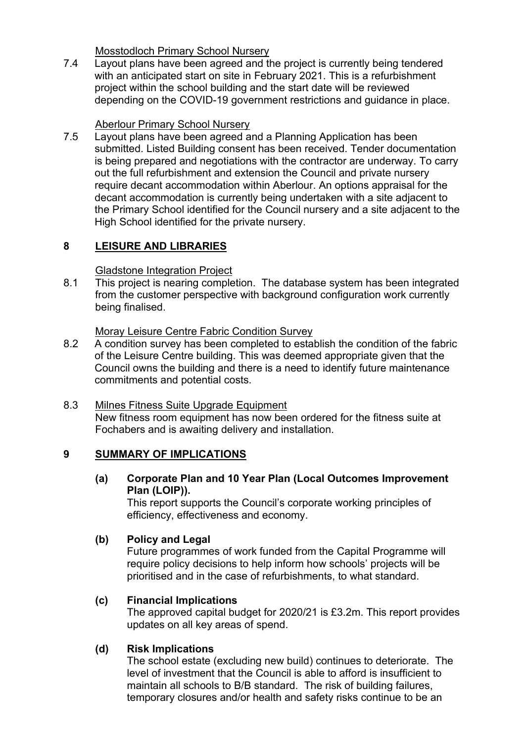Mosstodloch Primary School Nursery

7.4 Layout plans have been agreed and the project is currently being tendered with an anticipated start on site in February 2021. This is a refurbishment project within the school building and the start date will be reviewed depending on the COVID-19 government restrictions and guidance in place.

Aberlour Primary School Nursery

7.5 Layout plans have been agreed and a Planning Application has been submitted. Listed Building consent has been received. Tender documentation is being prepared and negotiations with the contractor are underway. To carry out the full refurbishment and extension the Council and private nursery require decant accommodation within Aberlour. An options appraisal for the decant accommodation is currently being undertaken with a site adjacent to the Primary School identified for the Council nursery and a site adjacent to the High School identified for the private nursery.

## 8 LEISURE AND LIBRARIES

Gladstone Integration Project

8.1 This project is nearing completion. The database system has been integrated from the customer perspective with background configuration work currently being finalised.

Moray Leisure Centre Fabric Condition Survey

8.2 A condition survey has been completed to establish the condition of the fabric of the Leisure Centre building. This was deemed appropriate given that the Council owns the building and there is a need to identify future maintenance commitments and potential costs.

8.3 Milnes Fitness Suite Upgrade Equipment
New fitness room equipment has now been ordered for the fitness suite at Fochabers and is awaiting delivery and installation.

## 9 SUMMARY OF IMPLICATIONS

**(a) Corporate Plan and 10 Year Plan (Local Outcomes Improvement Plan (LOIP)).**

This report supports the Council's corporate working principles of efficiency, effectiveness and economy.

**(b) Policy and Legal**

Future programmes of work funded from the Capital Programme will require policy decisions to help inform how schools' projects will be prioritised and in the case of refurbishments, to what standard.

**(c) Financial Implications**

The approved capital budget for 2020/21 is £3.2m. This report provides updates on all key areas of spend.

**(d) Risk Implications**

The school estate (excluding new build) continues to deteriorate. The level of investment that the Council is able to afford is insufficient to maintain all schools to B/B standard. The risk of building failures, temporary closures and/or health and safety risks continue to be an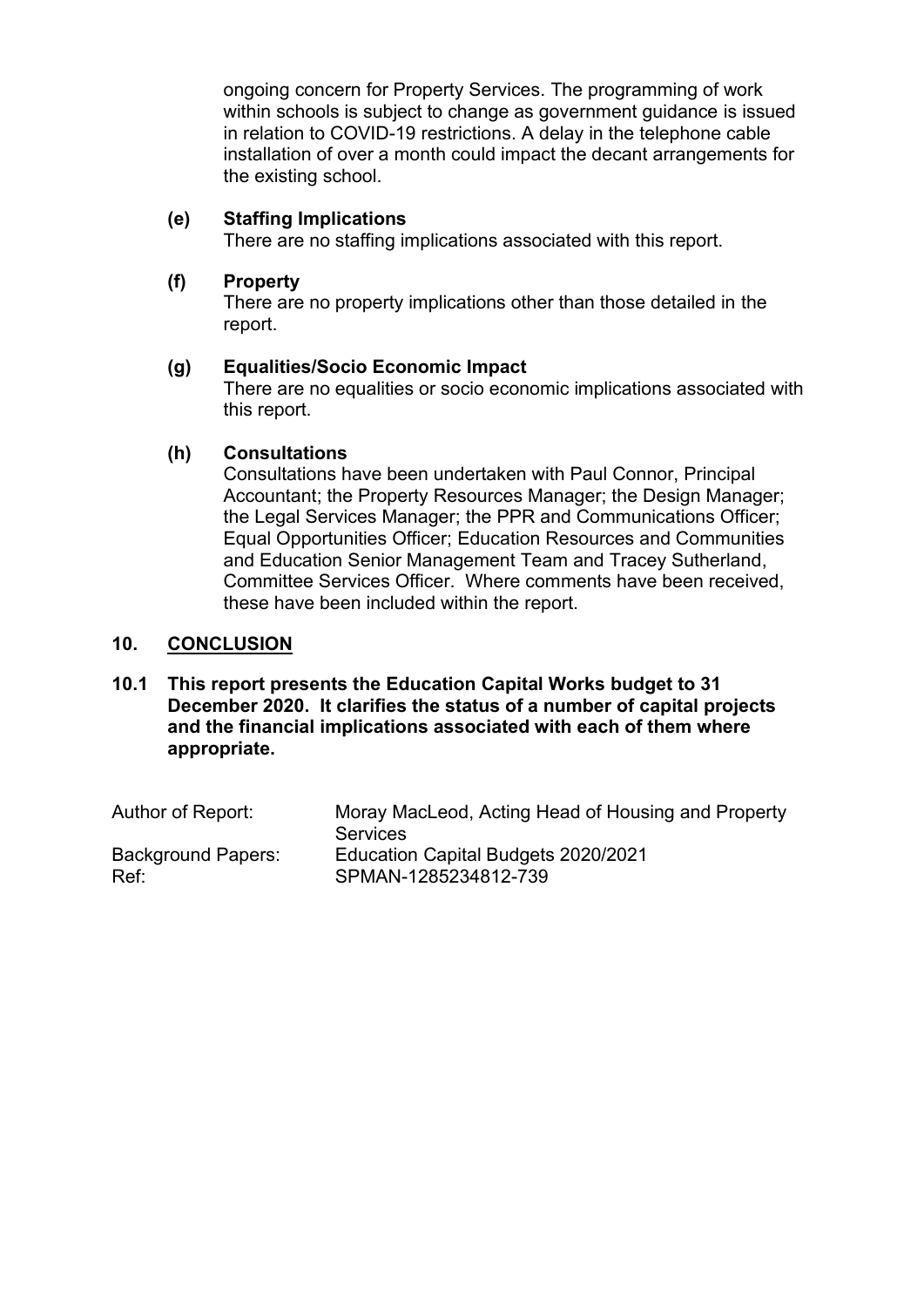ongoing concern for Property Services. The programming of work within schools is subject to change as government guidance is issued in relation to COVID-19 restrictions. A delay in the telephone cable installation of over a month could impact the decant arrangements for the existing school.

**(e) Staffing Implications**

There are no staffing implications associated with this report.

**(f) Property**

There are no property implications other than those detailed in the report.

**(g) Equalities/Socio Economic Impact**

There are no equalities or socio economic implications associated with this report.

**(h) Consultations**

Consultations have been undertaken with Paul Connor, Principal Accountant; the Property Resources Manager; the Design Manager; the Legal Services Manager; the PPR and Communications Officer; Equal Opportunities Officer; Education Resources and Communities and Education Senior Management Team and Tracey Sutherland, Committee Services Officer. Where comments have been received, these have been included within the report.

## 10. CONCLUSION

**10.1 This report presents the Education Capital Works budget to 31 December 2020. It clarifies the status of a number of capital projects and the financial implications associated with each of them where appropriate.**

| | |
|---|---|
| Author of Report: | Moray MacLeod, Acting Head of Housing and Property Services |
| Background Papers: | Education Capital Budgets 2020/2021 |
| Ref: | SPMAN-1285234812-739 |